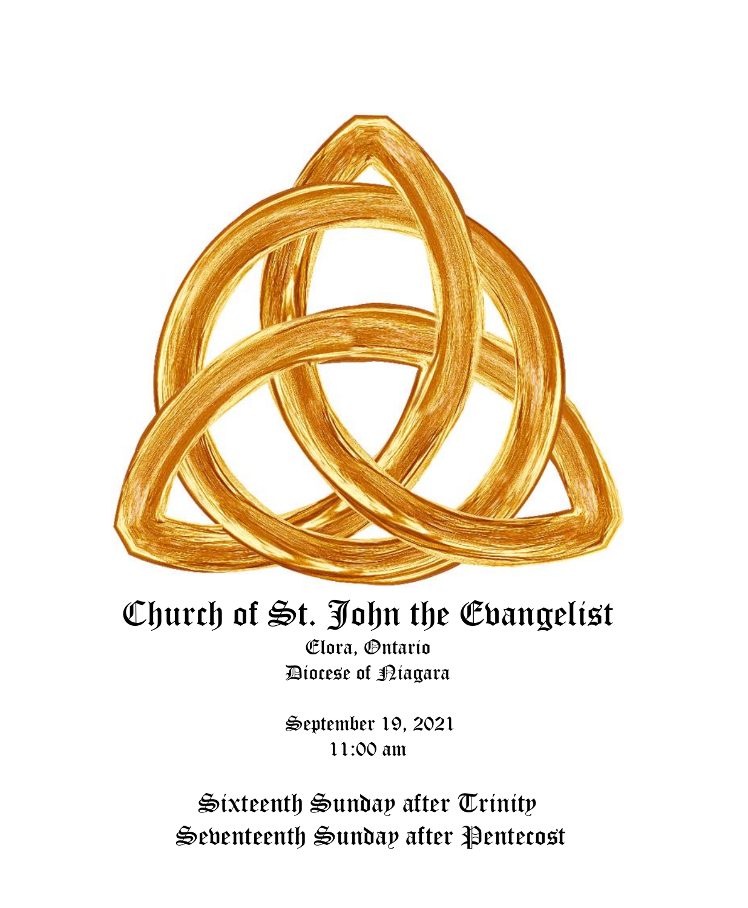# Church of St. John the Evangelist

Elora, Ontario

Diocese of Niagara

September 19, 2021

11:00 am

## Sixteenth Sunday after Trinity

## Seventeenth Sunday after Pentecost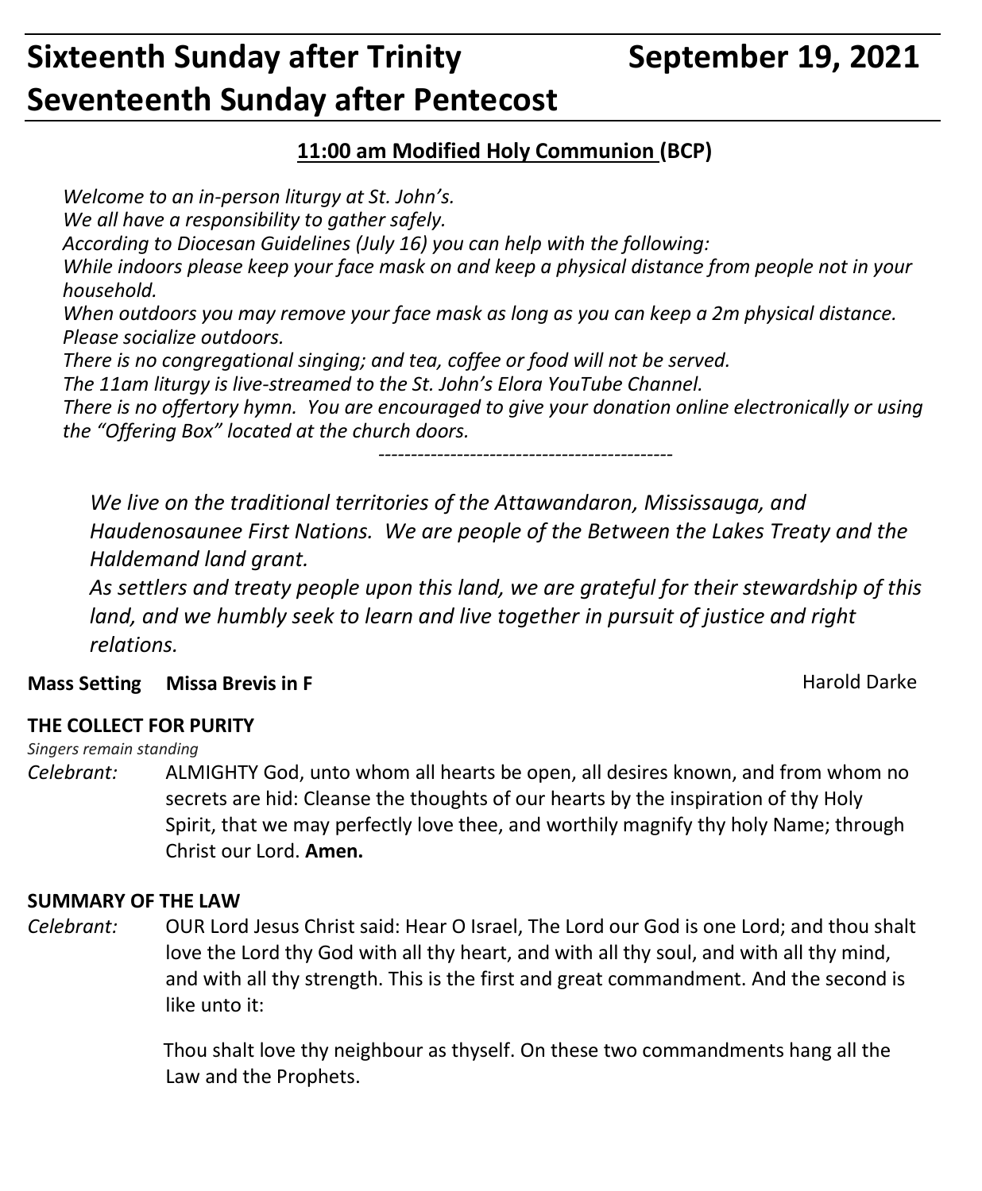# Sixteenth Sunday after Trinity September 19, 2021
# Seventeenth Sunday after Pentecost

## 11:00 am Modified Holy Communion (BCP)

*Welcome to an in-person liturgy at St. John's.*
*We all have a responsibility to gather safely.*
*According to Diocesan Guidelines (July 16) you can help with the following:*
*While indoors please keep your face mask on and keep a physical distance from people not in your household.*
*When outdoors you may remove your face mask as long as you can keep a 2m physical distance. Please socialize outdoors.*
*There is no congregational singing; and tea, coffee or food will not be served.*
*The 11am liturgy is live-streamed to the St. John's Elora YouTube Channel.*
*There is no offertory hymn. You are encouraged to give your donation online electronically or using the "Offering Box" located at the church doors.*

---

*We live on the traditional territories of the Attawandaron, Mississauga, and Haudenosaunee First Nations. We are people of the Between the Lakes Treaty and the Haldemand land grant.*
*As settlers and treaty people upon this land, we are grateful for their stewardship of this land, and we humbly seek to learn and live together in pursuit of justice and right relations.*

**Mass Setting Missa Brevis in F** Harold Darke

**THE COLLECT FOR PURITY**

*Singers remain standing*

*Celebrant:* ALMIGHTY God, unto whom all hearts be open, all desires known, and from whom no secrets are hid: Cleanse the thoughts of our hearts by the inspiration of thy Holy Spirit, that we may perfectly love thee, and worthily magnify thy holy Name; through Christ our Lord. **Amen.**

**SUMMARY OF THE LAW**

*Celebrant:* OUR Lord Jesus Christ said: Hear O Israel, The Lord our God is one Lord; and thou shalt love the Lord thy God with all thy heart, and with all thy soul, and with all thy mind, and with all thy strength. This is the first and great commandment. And the second is like unto it:

Thou shalt love thy neighbour as thyself. On these two commandments hang all the Law and the Prophets.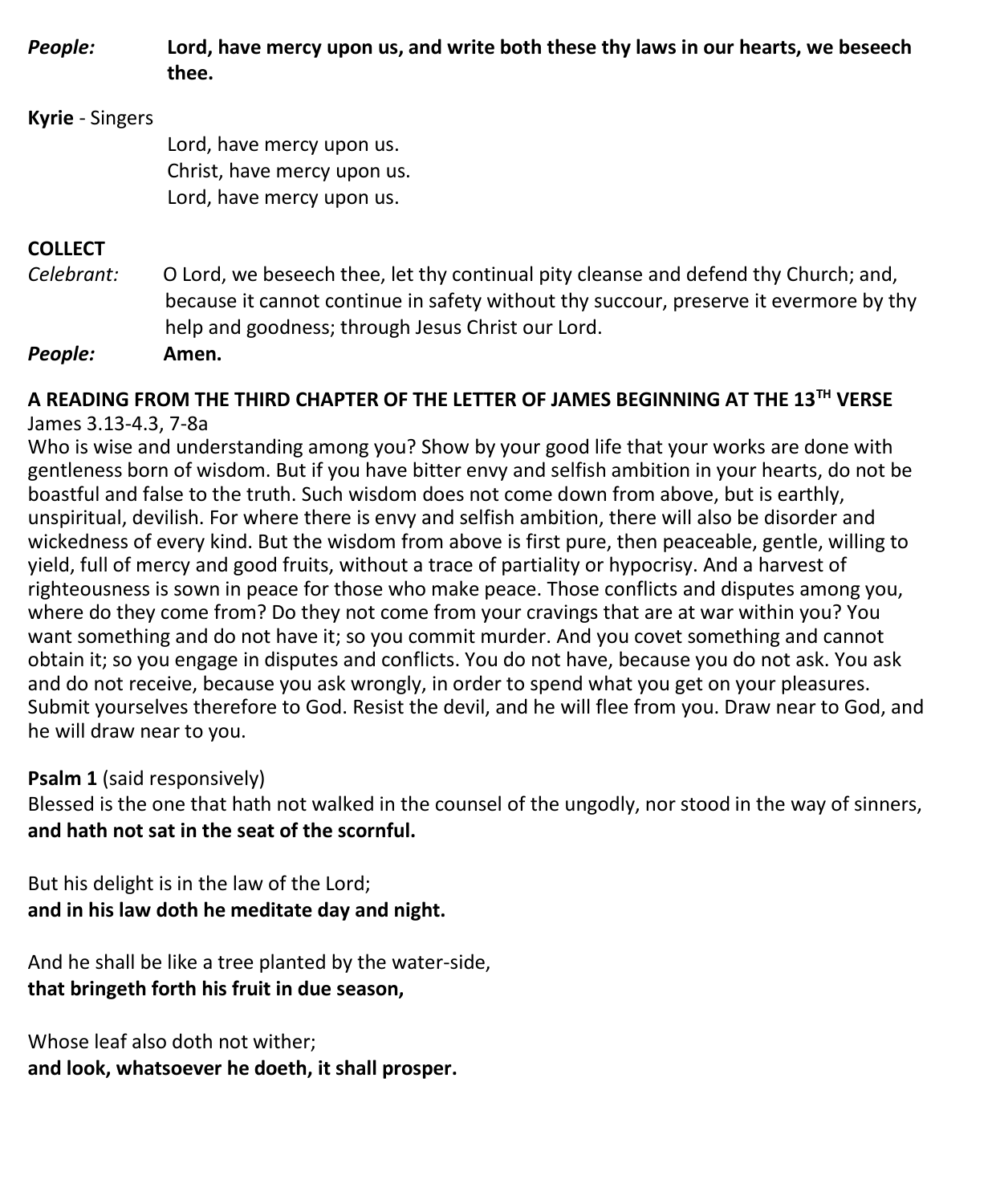*People:* **Lord, have mercy upon us, and write both these thy laws in our hearts, we beseech thee.**

**Kyrie** - Singers

Lord, have mercy upon us.
Christ, have mercy upon us.
Lord, have mercy upon us.

**COLLECT**

*Celebrant:* O Lord, we beseech thee, let thy continual pity cleanse and defend thy Church; and, because it cannot continue in safety without thy succour, preserve it evermore by thy help and goodness; through Jesus Christ our Lord.

*People:* **Amen.**

**A READING FROM THE THIRD CHAPTER OF THE LETTER OF JAMES BEGINNING AT THE 13TH VERSE**

James 3.13-4.3, 7-8a

Who is wise and understanding among you? Show by your good life that your works are done with gentleness born of wisdom. But if you have bitter envy and selfish ambition in your hearts, do not be boastful and false to the truth. Such wisdom does not come down from above, but is earthly, unspiritual, devilish. For where there is envy and selfish ambition, there will also be disorder and wickedness of every kind. But the wisdom from above is first pure, then peaceable, gentle, willing to yield, full of mercy and good fruits, without a trace of partiality or hypocrisy. And a harvest of righteousness is sown in peace for those who make peace. Those conflicts and disputes among you, where do they come from? Do they not come from your cravings that are at war within you? You want something and do not have it; so you commit murder. And you covet something and cannot obtain it; so you engage in disputes and conflicts. You do not have, because you do not ask. You ask and do not receive, because you ask wrongly, in order to spend what you get on your pleasures. Submit yourselves therefore to God. Resist the devil, and he will flee from you. Draw near to God, and he will draw near to you.

**Psalm 1** (said responsively)

Blessed is the one that hath not walked in the counsel of the ungodly, nor stood in the way of sinners,
**and hath not sat in the seat of the scornful.**

But his delight is in the law of the Lord;
**and in his law doth he meditate day and night.**

And he shall be like a tree planted by the water-side,
**that bringeth forth his fruit in due season,**

Whose leaf also doth not wither;
**and look, whatsoever he doeth, it shall prosper.**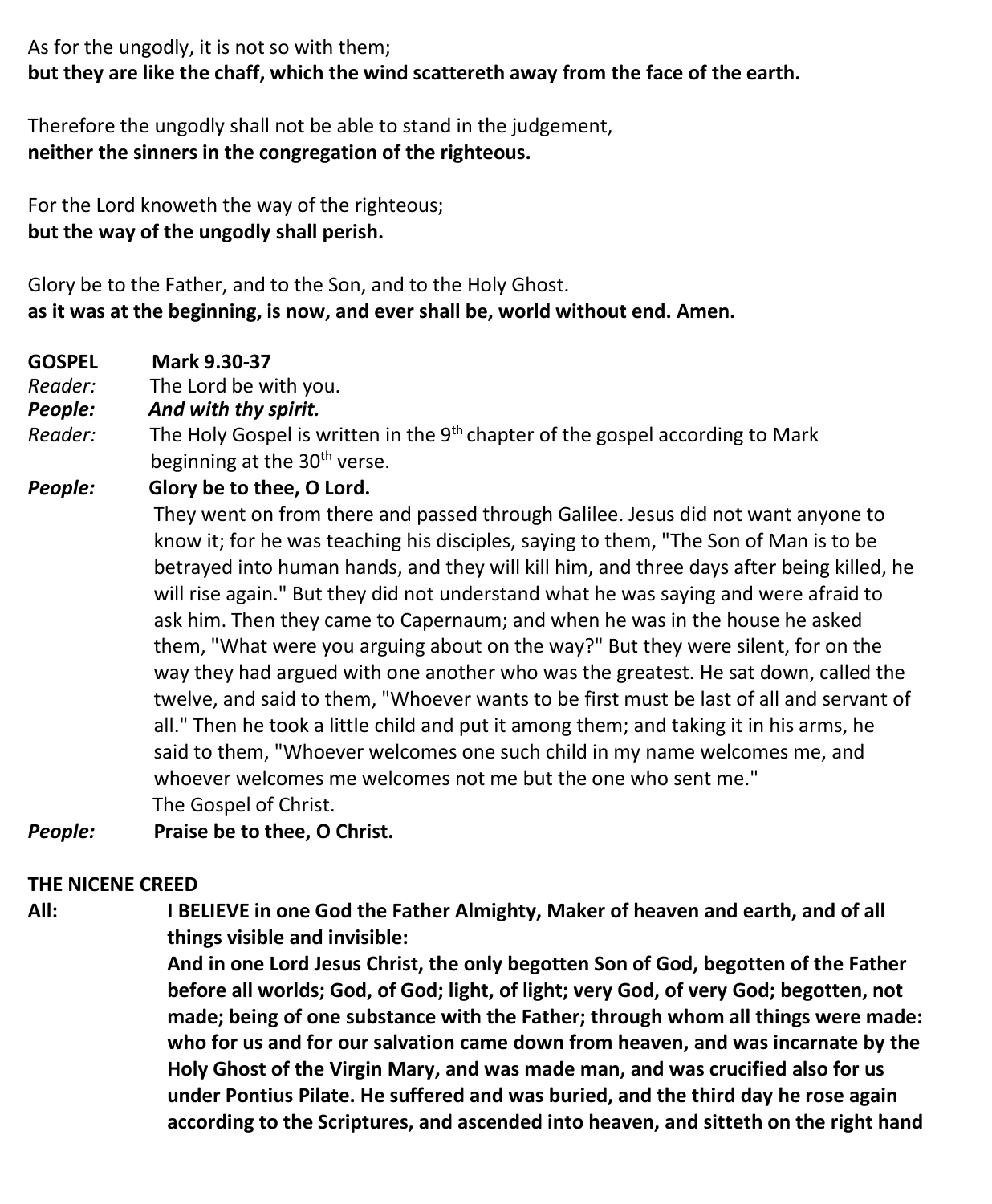As for the ungodly, it is not so with them;
**but they are like the chaff, which the wind scattereth away from the face of the earth.**

Therefore the ungodly shall not be able to stand in the judgement,
**neither the sinners in the congregation of the righteous.**

For the Lord knoweth the way of the righteous;
**but the way of the ungodly shall perish.**

Glory be to the Father, and to the Son, and to the Holy Ghost.
**as it was at the beginning, is now, and ever shall be, world without end. Amen.**

**GOSPEL** **Mark 9.30-37**

*Reader:* The Lord be with you.
***People:*** ***And with thy spirit.***
*Reader:* The Holy Gospel is written in the 9th chapter of the gospel according to Mark beginning at the 30th verse.
***People:*** **Glory be to thee, O Lord.**

They went on from there and passed through Galilee. Jesus did not want anyone to know it; for he was teaching his disciples, saying to them, "The Son of Man is to be betrayed into human hands, and they will kill him, and three days after being killed, he will rise again." But they did not understand what he was saying and were afraid to ask him. Then they came to Capernaum; and when he was in the house he asked them, "What were you arguing about on the way?" But they were silent, for on the way they had argued with one another who was the greatest. He sat down, called the twelve, and said to them, "Whoever wants to be first must be last of all and servant of all." Then he took a little child and put it among them; and taking it in his arms, he said to them, "Whoever welcomes one such child in my name welcomes me, and whoever welcomes me welcomes not me but the one who sent me."
The Gospel of Christ.

***People:*** **Praise be to thee, O Christ.**

**THE NICENE CREED**

**All:** **I BELIEVE in one God the Father Almighty, Maker of heaven and earth, and of all things visible and invisible:**
**And in one Lord Jesus Christ, the only begotten Son of God, begotten of the Father before all worlds; God, of God; light, of light; very God, of very God; begotten, not made; being of one substance with the Father; through whom all things were made: who for us and for our salvation came down from heaven, and was incarnate by the Holy Ghost of the Virgin Mary, and was made man, and was crucified also for us under Pontius Pilate. He suffered and was buried, and the third day he rose again according to the Scriptures, and ascended into heaven, and sitteth on the right hand**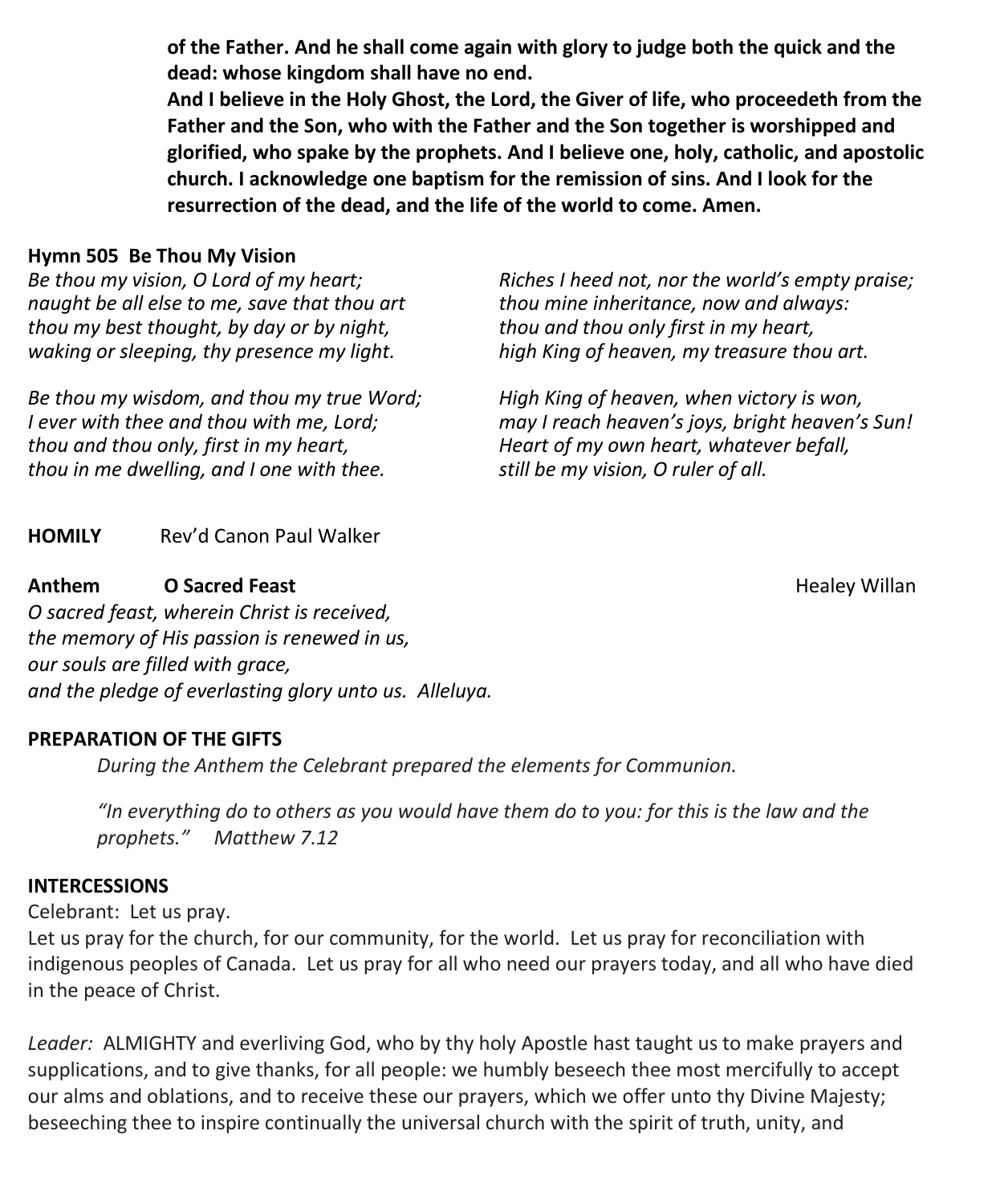**of the Father. And he shall come again with glory to judge both the quick and the dead: whose kingdom shall have no end.**
**And I believe in the Holy Ghost, the Lord, the Giver of life, who proceedeth from the Father and the Son, who with the Father and the Son together is worshipped and glorified, who spake by the prophets. And I believe one, holy, catholic, and apostolic church. I acknowledge one baptism for the remission of sins. And I look for the resurrection of the dead, and the life of the world to come. Amen.**

**Hymn 505 Be Thou My Vision**

*Be thou my vision, O Lord of my heart;*
*naught be all else to me, save that thou art*
*thou my best thought, by day or by night,*
*waking or sleeping, thy presence my light.*

*Be thou my wisdom, and thou my true Word;*
*I ever with thee and thou with me, Lord;*
*thou and thou only, first in my heart,*
*thou in me dwelling, and I one with thee.*

*Riches I heed not, nor the world's empty praise;*
*thou mine inheritance, now and always:*
*thou and thou only first in my heart,*
*high King of heaven, my treasure thou art.*

*High King of heaven, when victory is won,*
*may I reach heaven's joys, bright heaven's Sun!*
*Heart of my own heart, whatever befall,*
*still be my vision, O ruler of all.*

**HOMILY** Rev'd Canon Paul Walker

**Anthem O Sacred Feast** Healey Willan

*O sacred feast, wherein Christ is received,*
*the memory of His passion is renewed in us,*
*our souls are filled with grace,*
*and the pledge of everlasting glory unto us. Alleluya.*

**PREPARATION OF THE GIFTS**

*During the Anthem the Celebrant prepared the elements for Communion.*

*"In everything do to others as you would have them do to you: for this is the law and the prophets." Matthew 7.12*

**INTERCESSIONS**

Celebrant: Let us pray.
Let us pray for the church, for our community, for the world. Let us pray for reconciliation with indigenous peoples of Canada. Let us pray for all who need our prayers today, and all who have died in the peace of Christ.

*Leader:* ALMIGHTY and everliving God, who by thy holy Apostle hast taught us to make prayers and supplications, and to give thanks, for all people: we humbly beseech thee most mercifully to accept our alms and oblations, and to receive these our prayers, which we offer unto thy Divine Majesty; beseeching thee to inspire continually the universal church with the spirit of truth, unity, and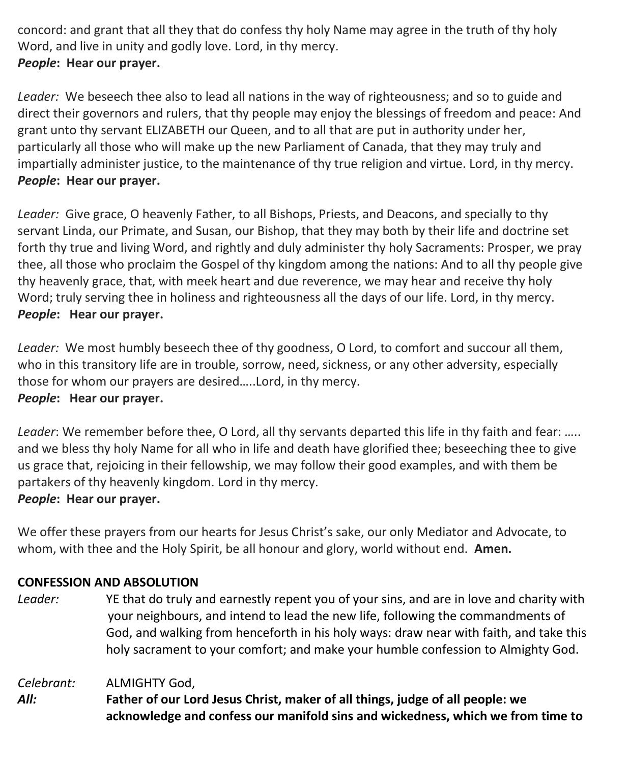concord: and grant that all they that do confess thy holy Name may agree in the truth of thy holy Word, and live in unity and godly love. Lord, in thy mercy.
***People*: Hear our prayer.**

*Leader:* We beseech thee also to lead all nations in the way of righteousness; and so to guide and direct their governors and rulers, that thy people may enjoy the blessings of freedom and peace: And grant unto thy servant ELIZABETH our Queen, and to all that are put in authority under her, particularly all those who will make up the new Parliament of Canada, that they may truly and impartially administer justice, to the maintenance of thy true religion and virtue. Lord, in thy mercy.
***People*: Hear our prayer.**

*Leader:* Give grace, O heavenly Father, to all Bishops, Priests, and Deacons, and specially to thy servant Linda, our Primate, and Susan, our Bishop, that they may both by their life and doctrine set forth thy true and living Word, and rightly and duly administer thy holy Sacraments: Prosper, we pray thee, all those who proclaim the Gospel of thy kingdom among the nations: And to all thy people give thy heavenly grace, that, with meek heart and due reverence, we may hear and receive thy holy Word; truly serving thee in holiness and righteousness all the days of our life. Lord, in thy mercy.
***People*: Hear our prayer.**

*Leader:* We most humbly beseech thee of thy goodness, O Lord, to comfort and succour all them, who in this transitory life are in trouble, sorrow, need, sickness, or any other adversity, especially those for whom our prayers are desired…..Lord, in thy mercy.
***People*: Hear our prayer.**

*Leader*: We remember before thee, O Lord, all thy servants departed this life in thy faith and fear: ….. and we bless thy holy Name for all who in life and death have glorified thee; beseeching thee to give us grace that, rejoicing in their fellowship, we may follow their good examples, and with them be partakers of thy heavenly kingdom. Lord in thy mercy.
***People*: Hear our prayer.**

We offer these prayers from our hearts for Jesus Christ's sake, our only Mediator and Advocate, to whom, with thee and the Holy Spirit, be all honour and glory, world without end. **Amen.**

**CONFESSION AND ABSOLUTION**

*Leader:* YE that do truly and earnestly repent you of your sins, and are in love and charity with your neighbours, and intend to lead the new life, following the commandments of God, and walking from henceforth in his holy ways: draw near with faith, and take this holy sacrament to your comfort; and make your humble confession to Almighty God.

*Celebrant:* ALMIGHTY God,
***All:*** **Father of our Lord Jesus Christ, maker of all things, judge of all people: we acknowledge and confess our manifold sins and wickedness, which we from time to**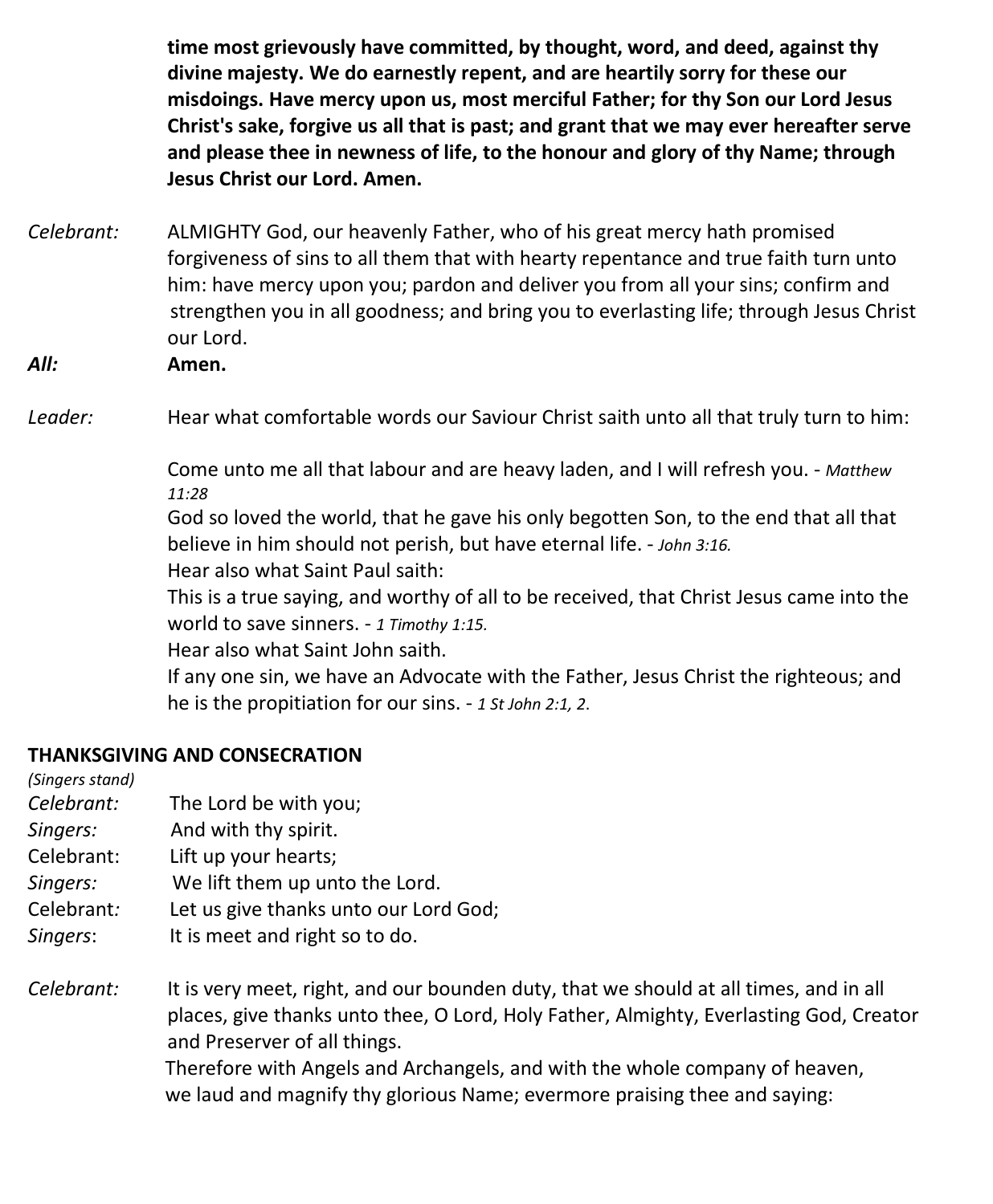**time most grievously have committed, by thought, word, and deed, against thy divine majesty. We do earnestly repent, and are heartily sorry for these our misdoings. Have mercy upon us, most merciful Father; for thy Son our Lord Jesus Christ's sake, forgive us all that is past; and grant that we may ever hereafter serve and please thee in newness of life, to the honour and glory of thy Name; through Jesus Christ our Lord. Amen.**

*Celebrant:* ALMIGHTY God, our heavenly Father, who of his great mercy hath promised forgiveness of sins to all them that with hearty repentance and true faith turn unto him: have mercy upon you; pardon and deliver you from all your sins; confirm and strengthen you in all goodness; and bring you to everlasting life; through Jesus Christ our Lord.

***All:*** **Amen.**

*Leader:* Hear what comfortable words our Saviour Christ saith unto all that truly turn to him:

Come unto me all that labour and are heavy laden, and I will refresh you. - *Matthew 11:28*

God so loved the world, that he gave his only begotten Son, to the end that all that believe in him should not perish, but have eternal life. - *John 3:16.*

Hear also what Saint Paul saith:

This is a true saying, and worthy of all to be received, that Christ Jesus came into the world to save sinners. - *1 Timothy 1:15.*

Hear also what Saint John saith.

If any one sin, we have an Advocate with the Father, Jesus Christ the righteous; and he is the propitiation for our sins. - *1 St John 2:1, 2.*

**THANKSGIVING AND CONSECRATION**

*(Singers stand)*

*Celebrant:* The Lord be with you;

*Singers:* And with thy spirit.

Celebrant: Lift up your hearts;

*Singers:* We lift them up unto the Lord.

Celebrant: Let us give thanks unto our Lord God;

*Singers*: It is meet and right so to do.

*Celebrant:* It is very meet, right, and our bounden duty, that we should at all times, and in all places, give thanks unto thee, O Lord, Holy Father, Almighty, Everlasting God, Creator and Preserver of all things.

Therefore with Angels and Archangels, and with the whole company of heaven, we laud and magnify thy glorious Name; evermore praising thee and saying: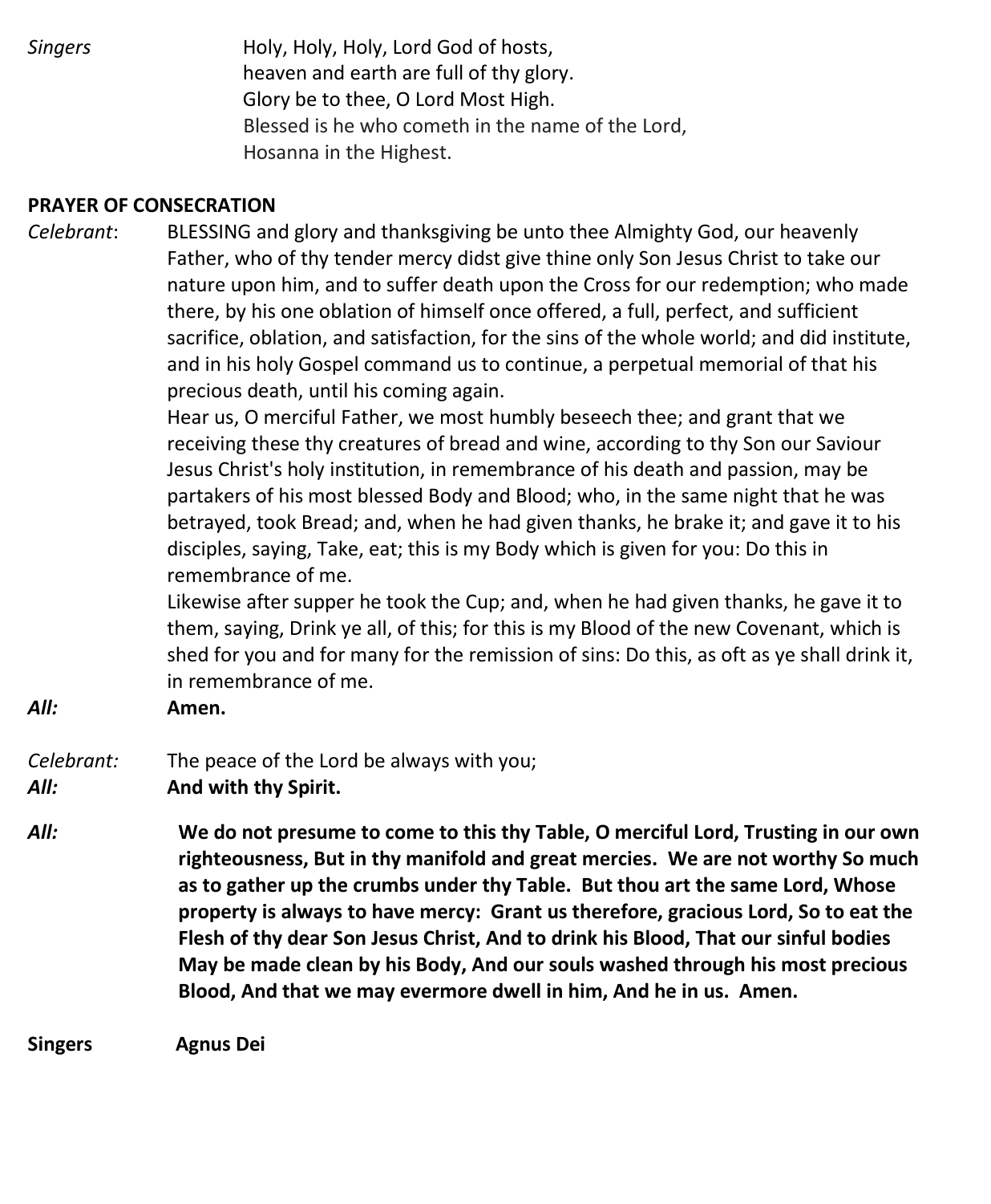*Singers*	Holy, Holy, Holy, Lord God of hosts,
heaven and earth are full of thy glory.
Glory be to thee, O Lord Most High.
Blessed is he who cometh in the name of the Lord,
Hosanna in the Highest.

**PRAYER OF CONSECRATION**

*Celebrant*: BLESSING and glory and thanksgiving be unto thee Almighty God, our heavenly Father, who of thy tender mercy didst give thine only Son Jesus Christ to take our nature upon him, and to suffer death upon the Cross for our redemption; who made there, by his one oblation of himself once offered, a full, perfect, and sufficient sacrifice, oblation, and satisfaction, for the sins of the whole world; and did institute, and in his holy Gospel command us to continue, a perpetual memorial of that his precious death, until his coming again.

Hear us, O merciful Father, we most humbly beseech thee; and grant that we receiving these thy creatures of bread and wine, according to thy Son our Saviour Jesus Christ's holy institution, in remembrance of his death and passion, may be partakers of his most blessed Body and Blood; who, in the same night that he was betrayed, took Bread; and, when he had given thanks, he brake it; and gave it to his disciples, saying, Take, eat; this is my Body which is given for you: Do this in remembrance of me.

Likewise after supper he took the Cup; and, when he had given thanks, he gave it to them, saying, Drink ye all, of this; for this is my Blood of the new Covenant, which is shed for you and for many for the remission of sins: Do this, as oft as ye shall drink it, in remembrance of me.

***All:*** **Amen.**

*Celebrant:* The peace of the Lord be always with you;

***All:*** **And with thy Spirit.**

***All:*** **We do not presume to come to this thy Table, O merciful Lord, Trusting in our own righteousness, But in thy manifold and great mercies. We are not worthy So much as to gather up the crumbs under thy Table. But thou art the same Lord, Whose property is always to have mercy: Grant us therefore, gracious Lord, So to eat the Flesh of thy dear Son Jesus Christ, And to drink his Blood, That our sinful bodies May be made clean by his Body, And our souls washed through his most precious Blood, And that we may evermore dwell in him, And he in us. Amen.**

**Singers** **Agnus Dei**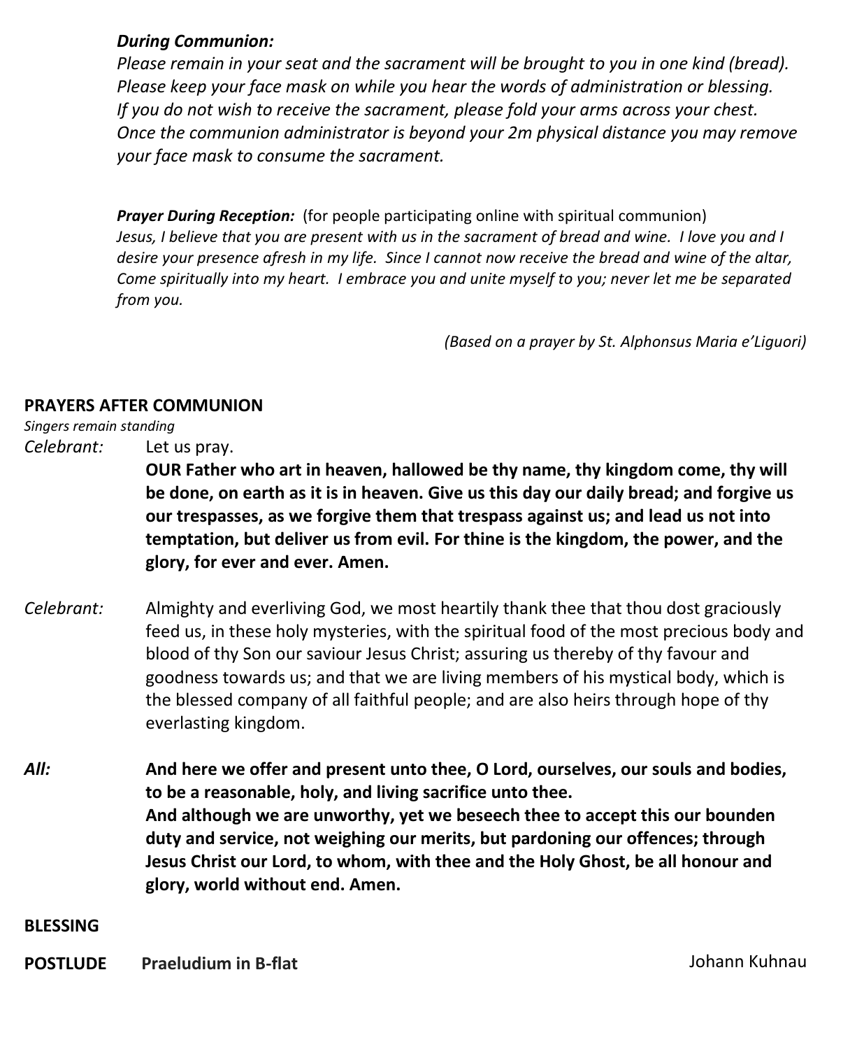***During Communion:***
*Please remain in your seat and the sacrament will be brought to you in one kind (bread). Please keep your face mask on while you hear the words of administration or blessing. If you do not wish to receive the sacrament, please fold your arms across your chest. Once the communion administrator is beyond your 2m physical distance you may remove your face mask to consume the sacrament.*

***Prayer During Reception:*** (for people participating online with spiritual communion)
*Jesus, I believe that you are present with us in the sacrament of bread and wine. I love you and I desire your presence afresh in my life. Since I cannot now receive the bread and wine of the altar, Come spiritually into my heart. I embrace you and unite myself to you; never let me be separated from you.*

*(Based on a prayer by St. Alphonsus Maria e'Liguori)*

**PRAYERS AFTER COMMUNION**
*Singers remain standing*

*Celebrant:* Let us pray.
**OUR Father who art in heaven, hallowed be thy name, thy kingdom come, thy will be done, on earth as it is in heaven. Give us this day our daily bread; and forgive us our trespasses, as we forgive them that trespass against us; and lead us not into temptation, but deliver us from evil. For thine is the kingdom, the power, and the glory, for ever and ever. Amen.**

*Celebrant:* Almighty and everliving God, we most heartily thank thee that thou dost graciously feed us, in these holy mysteries, with the spiritual food of the most precious body and blood of thy Son our saviour Jesus Christ; assuring us thereby of thy favour and goodness towards us; and that we are living members of his mystical body, which is the blessed company of all faithful people; and are also heirs through hope of thy everlasting kingdom.

***All:*** **And here we offer and present unto thee, O Lord, ourselves, our souls and bodies, to be a reasonable, holy, and living sacrifice unto thee.**
**And although we are unworthy, yet we beseech thee to accept this our bounden duty and service, not weighing our merits, but pardoning our offences; through Jesus Christ our Lord, to whom, with thee and the Holy Ghost, be all honour and glory, world without end. Amen.**

**BLESSING**

**POSTLUDE** **Praeludium in B-flat** Johann Kuhnau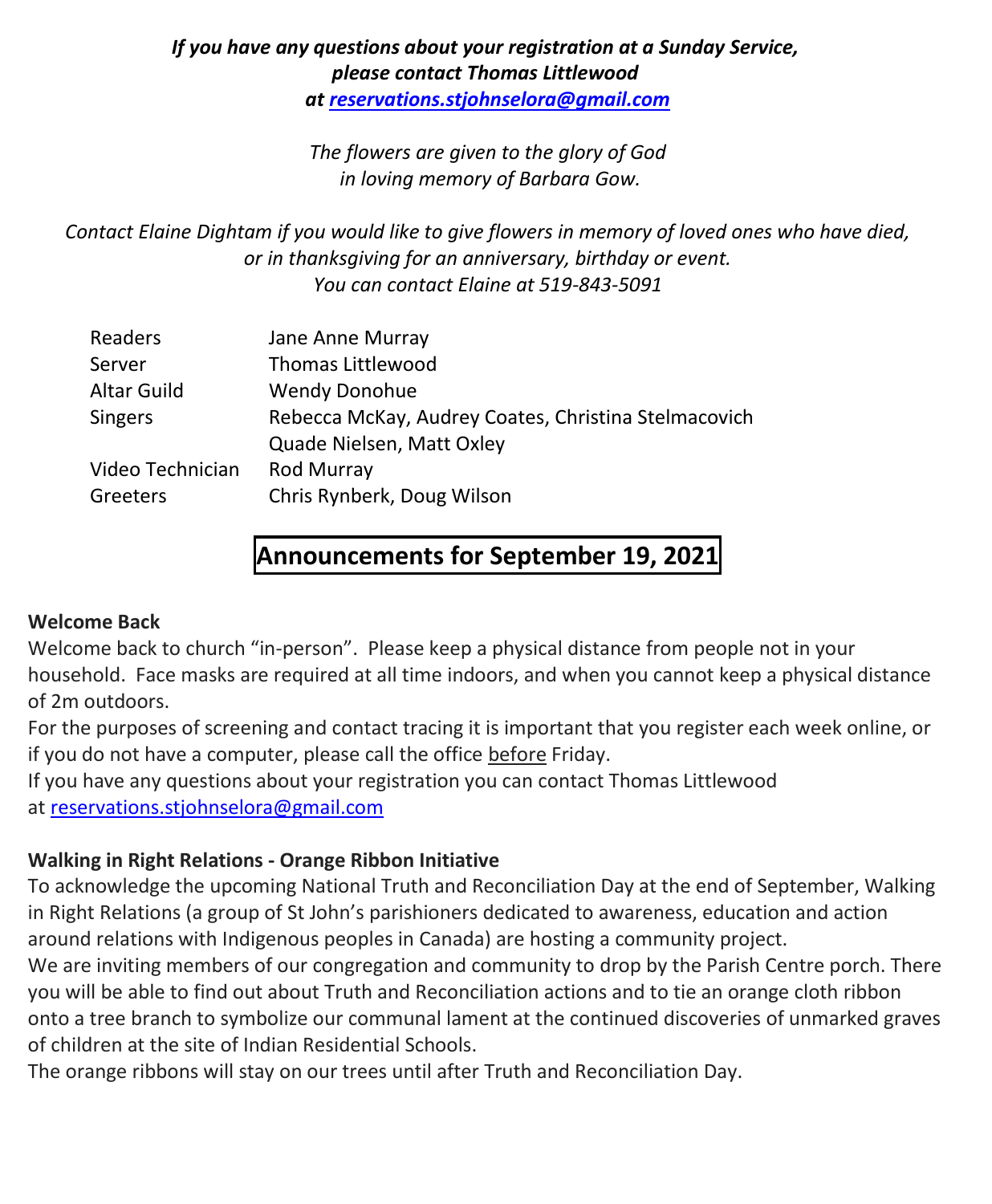***If you have any questions about your registration at a Sunday Service, please contact Thomas Littlewood at [reservations.stjohnselora@gmail.com](mailto:reservations.stjohnselora@gmail.com)***

*The flowers are given to the glory of God in loving memory of Barbara Gow.*

*Contact Elaine Dightam if you would like to give flowers in memory of loved ones who have died, or in thanksgiving for an anniversary, birthday or event. You can contact Elaine at 519-843-5091*

| | |
|---|---|
| Readers | Jane Anne Murray |
| Server | Thomas Littlewood |
| Altar Guild | Wendy Donohue |
| Singers | Rebecca McKay, Audrey Coates, Christina Stelmacovich<br>Quade Nielsen, Matt Oxley |
| Video Technician | Rod Murray |
| Greeters | Chris Rynberk, Doug Wilson |

# Announcements for September 19, 2021

**Welcome Back**

Welcome back to church "in-person". Please keep a physical distance from people not in your household. Face masks are required at all time indoors, and when you cannot keep a physical distance of 2m outdoors.

For the purposes of screening and contact tracing it is important that you register each week online, or if you do not have a computer, please call the office before Friday.

If you have any questions about your registration you can contact Thomas Littlewood at [reservations.stjohnselora@gmail.com](mailto:reservations.stjohnselora@gmail.com)

**Walking in Right Relations - Orange Ribbon Initiative**

To acknowledge the upcoming National Truth and Reconciliation Day at the end of September, Walking in Right Relations (a group of St John's parishioners dedicated to awareness, education and action around relations with Indigenous peoples in Canada) are hosting a community project.

We are inviting members of our congregation and community to drop by the Parish Centre porch. There you will be able to find out about Truth and Reconciliation actions and to tie an orange cloth ribbon onto a tree branch to symbolize our communal lament at the continued discoveries of unmarked graves of children at the site of Indian Residential Schools.

The orange ribbons will stay on our trees until after Truth and Reconciliation Day.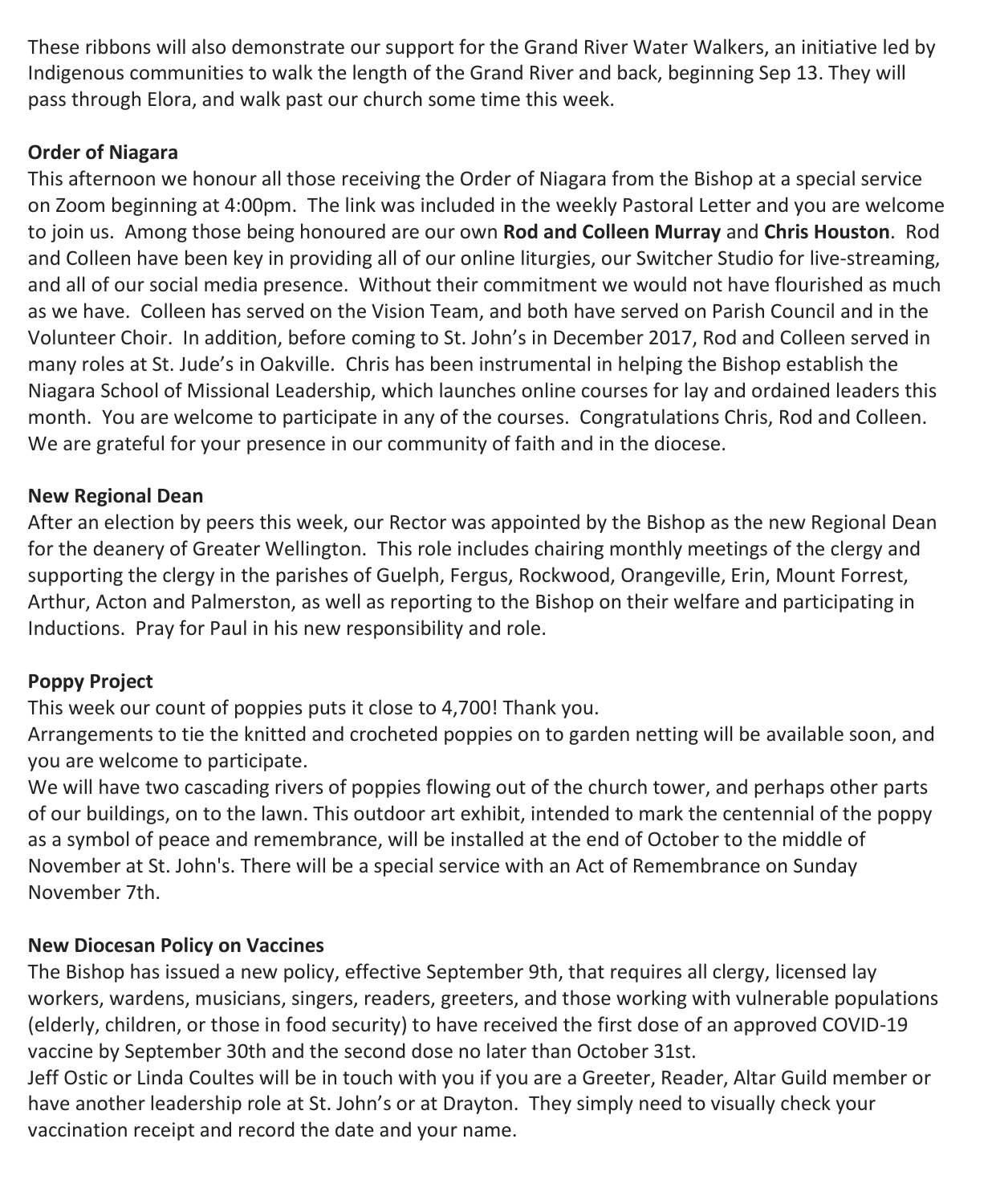These ribbons will also demonstrate our support for the Grand River Water Walkers, an initiative led by Indigenous communities to walk the length of the Grand River and back, beginning Sep 13. They will pass through Elora, and walk past our church some time this week.

**Order of Niagara**

This afternoon we honour all those receiving the Order of Niagara from the Bishop at a special service on Zoom beginning at 4:00pm. The link was included in the weekly Pastoral Letter and you are welcome to join us. Among those being honoured are our own **Rod and Colleen Murray** and **Chris Houston**. Rod and Colleen have been key in providing all of our online liturgies, our Switcher Studio for live-streaming, and all of our social media presence. Without their commitment we would not have flourished as much as we have. Colleen has served on the Vision Team, and both have served on Parish Council and in the Volunteer Choir. In addition, before coming to St. John's in December 2017, Rod and Colleen served in many roles at St. Jude's in Oakville. Chris has been instrumental in helping the Bishop establish the Niagara School of Missional Leadership, which launches online courses for lay and ordained leaders this month. You are welcome to participate in any of the courses. Congratulations Chris, Rod and Colleen. We are grateful for your presence in our community of faith and in the diocese.

**New Regional Dean**

After an election by peers this week, our Rector was appointed by the Bishop as the new Regional Dean for the deanery of Greater Wellington. This role includes chairing monthly meetings of the clergy and supporting the clergy in the parishes of Guelph, Fergus, Rockwood, Orangeville, Erin, Mount Forrest, Arthur, Acton and Palmerston, as well as reporting to the Bishop on their welfare and participating in Inductions. Pray for Paul in his new responsibility and role.

**Poppy Project**

This week our count of poppies puts it close to 4,700! Thank you.

Arrangements to tie the knitted and crocheted poppies on to garden netting will be available soon, and you are welcome to participate.

We will have two cascading rivers of poppies flowing out of the church tower, and perhaps other parts of our buildings, on to the lawn. This outdoor art exhibit, intended to mark the centennial of the poppy as a symbol of peace and remembrance, will be installed at the end of October to the middle of November at St. John's. There will be a special service with an Act of Remembrance on Sunday November 7th.

**New Diocesan Policy on Vaccines**

The Bishop has issued a new policy, effective September 9th, that requires all clergy, licensed lay workers, wardens, musicians, singers, readers, greeters, and those working with vulnerable populations (elderly, children, or those in food security) to have received the first dose of an approved COVID-19 vaccine by September 30th and the second dose no later than October 31st.

Jeff Ostic or Linda Coultes will be in touch with you if you are a Greeter, Reader, Altar Guild member or have another leadership role at St. John's or at Drayton. They simply need to visually check your vaccination receipt and record the date and your name.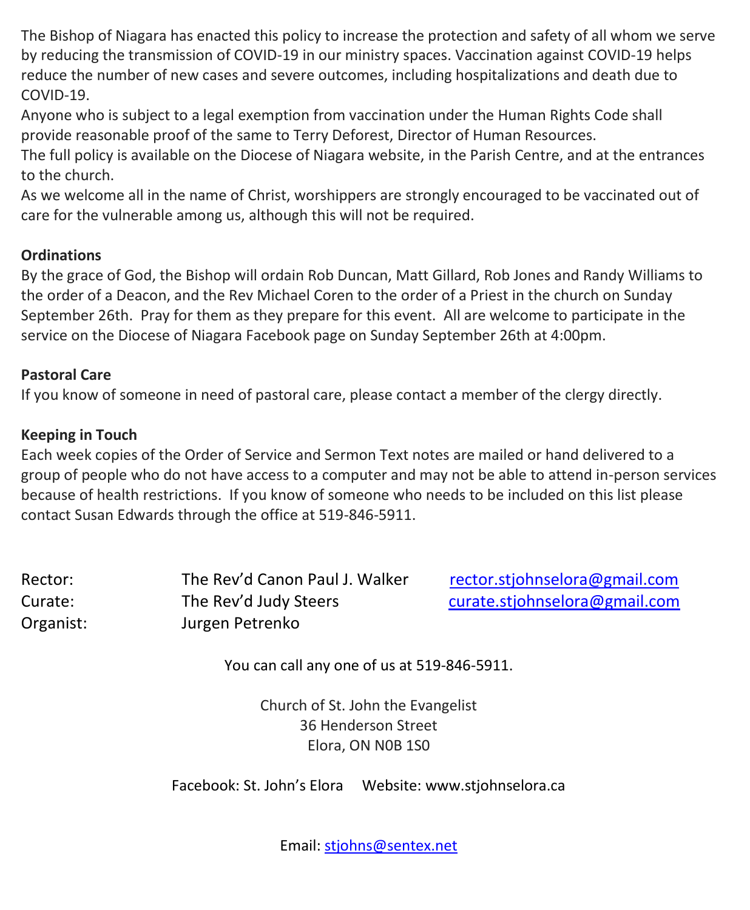The Bishop of Niagara has enacted this policy to increase the protection and safety of all whom we serve by reducing the transmission of COVID-19 in our ministry spaces. Vaccination against COVID-19 helps reduce the number of new cases and severe outcomes, including hospitalizations and death due to COVID-19.

Anyone who is subject to a legal exemption from vaccination under the Human Rights Code shall provide reasonable proof of the same to Terry Deforest, Director of Human Resources.

The full policy is available on the Diocese of Niagara website, in the Parish Centre, and at the entrances to the church.

As we welcome all in the name of Christ, worshippers are strongly encouraged to be vaccinated out of care for the vulnerable among us, although this will not be required.

**Ordinations**

By the grace of God, the Bishop will ordain Rob Duncan, Matt Gillard, Rob Jones and Randy Williams to the order of a Deacon, and the Rev Michael Coren to the order of a Priest in the church on Sunday September 26th. Pray for them as they prepare for this event. All are welcome to participate in the service on the Diocese of Niagara Facebook page on Sunday September 26th at 4:00pm.

**Pastoral Care**

If you know of someone in need of pastoral care, please contact a member of the clergy directly.

**Keeping in Touch**

Each week copies of the Order of Service and Sermon Text notes are mailed or hand delivered to a group of people who do not have access to a computer and may not be able to attend in-person services because of health restrictions. If you know of someone who needs to be included on this list please contact Susan Edwards through the office at 519-846-5911.

| | | |
|---|---|---|
| Rector: | The Rev'd Canon Paul J. Walker | rector.stjohnselora@gmail.com |
| Curate: | The Rev'd Judy Steers | curate.stjohnselora@gmail.com |
| Organist: | Jurgen Petrenko | |

You can call any one of us at 519-846-5911.

Church of St. John the Evangelist
36 Henderson Street
Elora, ON N0B 1S0

Facebook: St. John's Elora     Website: www.stjohnselora.ca

Email: stjohns@sentex.net